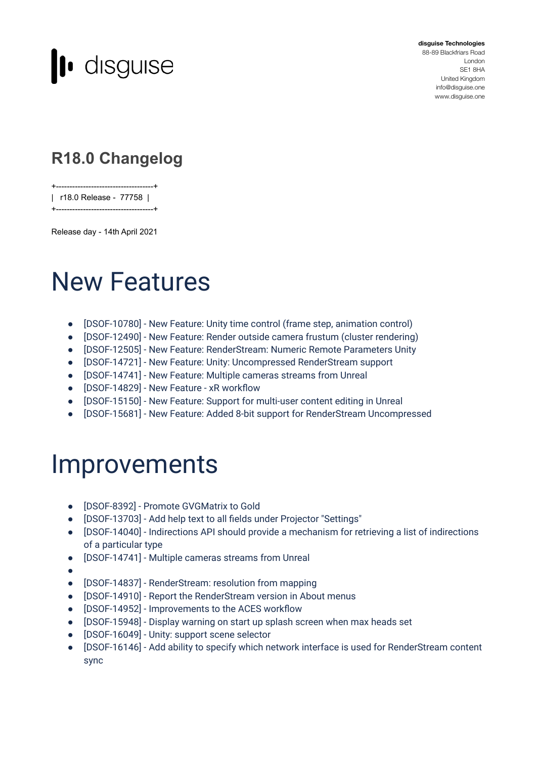disguise

**disguise Technologies**
88-89 Blackfriars Road
London
SE1 8HA
United Kingdom
info@disguise.one
www.disguise.one

## R18.0 Changelog

```
+------------------------------------+
|  r18.0 Release -  77758  |
+------------------------------------+
```

Release day - 14th April 2021

# New Features

- [DSOF-10780] - New Feature: Unity time control (frame step, animation control)
- [DSOF-12490] - New Feature: Render outside camera frustum (cluster rendering)
- [DSOF-12505] - New Feature: RenderStream: Numeric Remote Parameters Unity
- [DSOF-14721] - New Feature: Unity: Uncompressed RenderStream support
- [DSOF-14741] - New Feature: Multiple cameras streams from Unreal
- [DSOF-14829] - New Feature - xR workflow
- [DSOF-15150] - New Feature: Support for multi-user content editing in Unreal
- [DSOF-15681] - New Feature: Added 8-bit support for RenderStream Uncompressed

# Improvements

- [DSOF-8392] - Promote GVGMatrix to Gold
- [DSOF-13703] - Add help text to all fields under Projector "Settings"
- [DSOF-14040] - Indirections API should provide a mechanism for retrieving a list of indirections of a particular type
- [DSOF-14741] - Multiple cameras streams from Unreal
- 
- [DSOF-14837] - RenderStream: resolution from mapping
- [DSOF-14910] - Report the RenderStream version in About menus
- [DSOF-14952] - Improvements to the ACES workflow
- [DSOF-15948] - Display warning on start up splash screen when max heads set
- [DSOF-16049] - Unity: support scene selector
- [DSOF-16146] - Add ability to specify which network interface is used for RenderStream content sync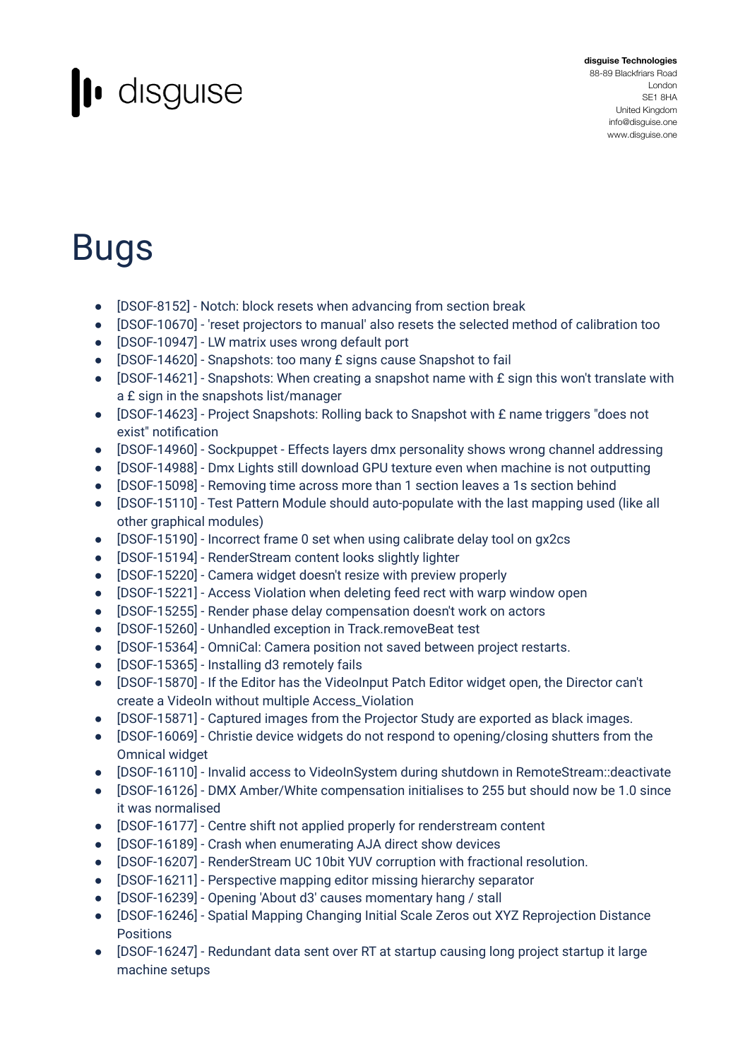# Bugs

- [DSOF-8152] - Notch: block resets when advancing from section break
- [DSOF-10670] - 'reset projectors to manual' also resets the selected method of calibration too
- [DSOF-10947] - LW matrix uses wrong default port
- [DSOF-14620] - Snapshots: too many £ signs cause Snapshot to fail
- [DSOF-14621] - Snapshots: When creating a snapshot name with £ sign this won't translate with a £ sign in the snapshots list/manager
- [DSOF-14623] - Project Snapshots: Rolling back to Snapshot with £ name triggers "does not exist" notification
- [DSOF-14960] - Sockpuppet - Effects layers dmx personality shows wrong channel addressing
- [DSOF-14988] - Dmx Lights still download GPU texture even when machine is not outputting
- [DSOF-15098] - Removing time across more than 1 section leaves a 1s section behind
- [DSOF-15110] - Test Pattern Module should auto-populate with the last mapping used (like all other graphical modules)
- [DSOF-15190] - Incorrect frame 0 set when using calibrate delay tool on gx2cs
- [DSOF-15194] - RenderStream content looks slightly lighter
- [DSOF-15220] - Camera widget doesn't resize with preview properly
- [DSOF-15221] - Access Violation when deleting feed rect with warp window open
- [DSOF-15255] - Render phase delay compensation doesn't work on actors
- [DSOF-15260] - Unhandled exception in Track.removeBeat test
- [DSOF-15364] - OmniCal: Camera position not saved between project restarts.
- [DSOF-15365] - Installing d3 remotely fails
- [DSOF-15870] - If the Editor has the VideoInput Patch Editor widget open, the Director can't create a VideoIn without multiple Access_Violation
- [DSOF-15871] - Captured images from the Projector Study are exported as black images.
- [DSOF-16069] - Christie device widgets do not respond to opening/closing shutters from the Omnical widget
- [DSOF-16110] - Invalid access to VideoInSystem during shutdown in RemoteStream::deactivate
- [DSOF-16126] - DMX Amber/White compensation initialises to 255 but should now be 1.0 since it was normalised
- [DSOF-16177] - Centre shift not applied properly for renderstream content
- [DSOF-16189] - Crash when enumerating AJA direct show devices
- [DSOF-16207] - RenderStream UC 10bit YUV corruption with fractional resolution.
- [DSOF-16211] - Perspective mapping editor missing hierarchy separator
- [DSOF-16239] - Opening 'About d3' causes momentary hang / stall
- [DSOF-16246] - Spatial Mapping Changing Initial Scale Zeros out XYZ Reprojection Distance Positions
- [DSOF-16247] - Redundant data sent over RT at startup causing long project startup it large machine setups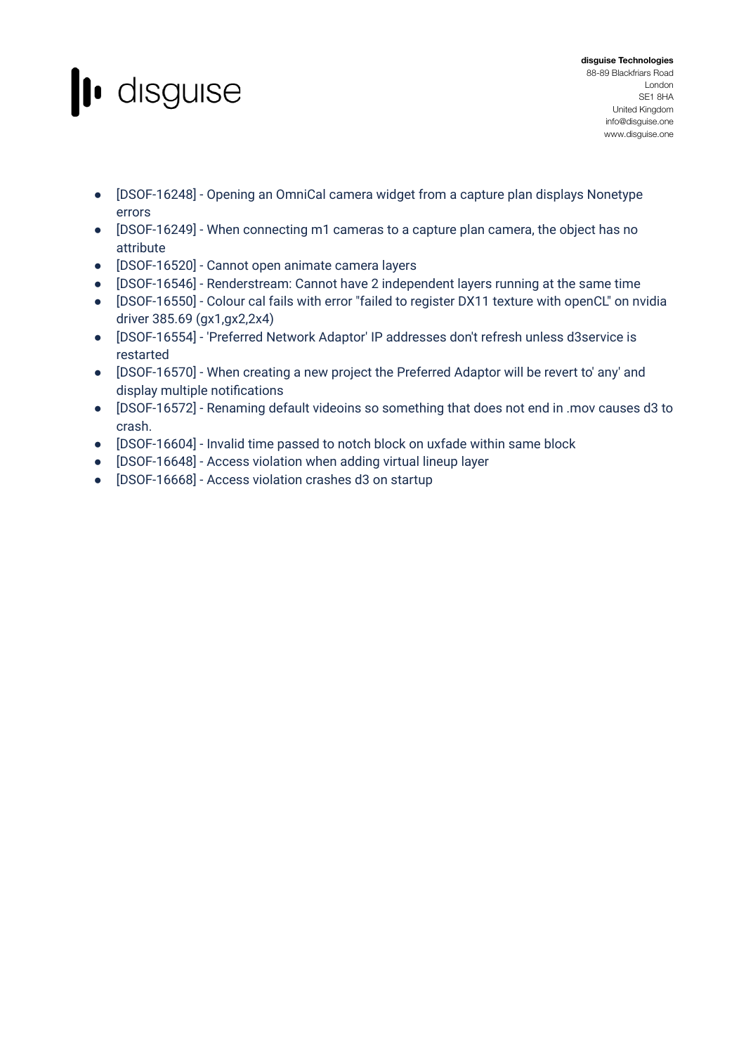- [DSOF-16248] - Opening an OmniCal camera widget from a capture plan displays Nonetype errors
- [DSOF-16249] - When connecting m1 cameras to a capture plan camera, the object has no attribute
- [DSOF-16520] - Cannot open animate camera layers
- [DSOF-16546] - Renderstream: Cannot have 2 independent layers running at the same time
- [DSOF-16550] - Colour cal fails with error "failed to register DX11 texture with openCL" on nvidia driver 385.69 (gx1,gx2,2x4)
- [DSOF-16554] - 'Preferred Network Adaptor' IP addresses don't refresh unless d3service is restarted
- [DSOF-16570] - When creating a new project the Preferred Adaptor will be revert to' any' and display multiple notifications
- [DSOF-16572] - Renaming default videoins so something that does not end in .mov causes d3 to crash.
- [DSOF-16604] - Invalid time passed to notch block on uxfade within same block
- [DSOF-16648] - Access violation when adding virtual lineup layer
- [DSOF-16668] - Access violation crashes d3 on startup